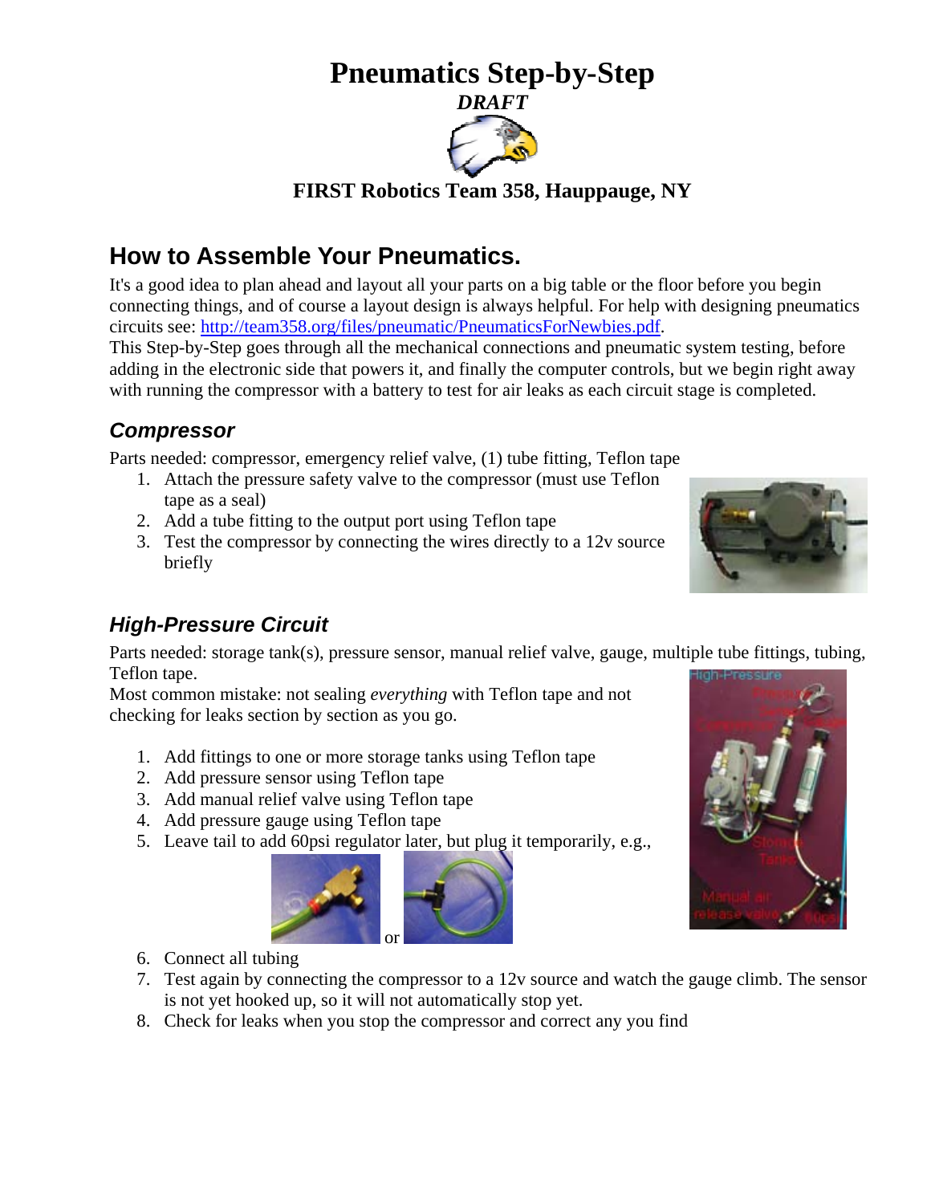# Pneumatics Step-by-Step

***DRAFT***

**FIRST Robotics Team 358, Hauppauge, NY**

## How to Assemble Your Pneumatics.

It's a good idea to plan ahead and layout all your parts on a big table or the floor before you begin connecting things, and of course a layout design is always helpful. For help with designing pneumatics circuits see: http://team358.org/files/pneumatic/PneumaticsForNewbies.pdf.

This Step-by-Step goes through all the mechanical connections and pneumatic system testing, before adding in the electronic side that powers it, and finally the computer controls, but we begin right away with running the compressor with a battery to test for air leaks as each circuit stage is completed.

### *Compressor*

Parts needed: compressor, emergency relief valve, (1) tube fitting, Teflon tape

1. Attach the pressure safety valve to the compressor (must use Teflon tape as a seal)
2. Add a tube fitting to the output port using Teflon tape
3. Test the compressor by connecting the wires directly to a 12v source briefly

### *High-Pressure Circuit*

Parts needed: storage tank(s), pressure sensor, manual relief valve, gauge, multiple tube fittings, tubing, Teflon tape.

Most common mistake: not sealing *everything* with Teflon tape and not checking for leaks section by section as you go.

1. Add fittings to one or more storage tanks using Teflon tape
2. Add pressure sensor using Teflon tape
3. Add manual relief valve using Teflon tape
4. Add pressure gauge using Teflon tape
5. Leave tail to add 60psi regulator later, but plug it temporarily, e.g.,

   or

6. Connect all tubing
7. Test again by connecting the compressor to a 12v source and watch the gauge climb. The sensor is not yet hooked up, so it will not automatically stop yet.
8. Check for leaks when you stop the compressor and correct any you find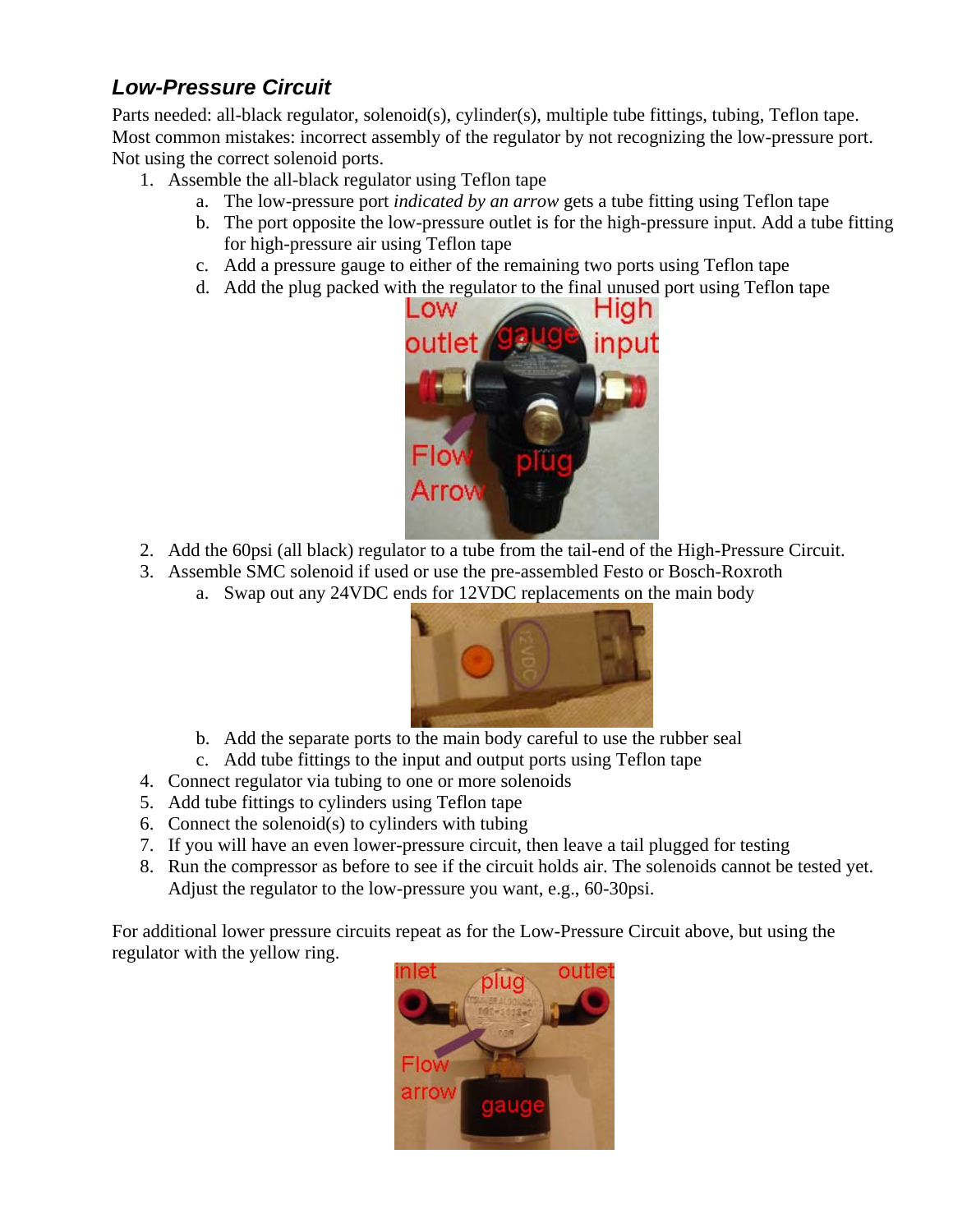## *Low-Pressure Circuit*

Parts needed: all-black regulator, solenoid(s), cylinder(s), multiple tube fittings, tubing, Teflon tape.
Most common mistakes: incorrect assembly of the regulator by not recognizing the low-pressure port. Not using the correct solenoid ports.

1. Assemble the all-black regulator using Teflon tape
   a. The low-pressure port *indicated by an arrow* gets a tube fitting using Teflon tape
   b. The port opposite the low-pressure outlet is for the high-pressure input. Add a tube fitting for high-pressure air using Teflon tape
   c. Add a pressure gauge to either of the remaining two ports using Teflon tape
   d. Add the plug packed with the regulator to the final unused port using Teflon tape
2. Add the 60psi (all black) regulator to a tube from the tail-end of the High-Pressure Circuit.
3. Assemble SMC solenoid if used or use the pre-assembled Festo or Bosch-Roxroth
   a. Swap out any 24VDC ends for 12VDC replacements on the main body
   b. Add the separate ports to the main body careful to use the rubber seal
   c. Add tube fittings to the input and output ports using Teflon tape
4. Connect regulator via tubing to one or more solenoids
5. Add tube fittings to cylinders using Teflon tape
6. Connect the solenoid(s) to cylinders with tubing
7. If you will have an even lower-pressure circuit, then leave a tail plugged for testing
8. Run the compressor as before to see if the circuit holds air. The solenoids cannot be tested yet. Adjust the regulator to the low-pressure you want, e.g., 60-30psi.

For additional lower pressure circuits repeat as for the Low-Pressure Circuit above, but using the regulator with the yellow ring.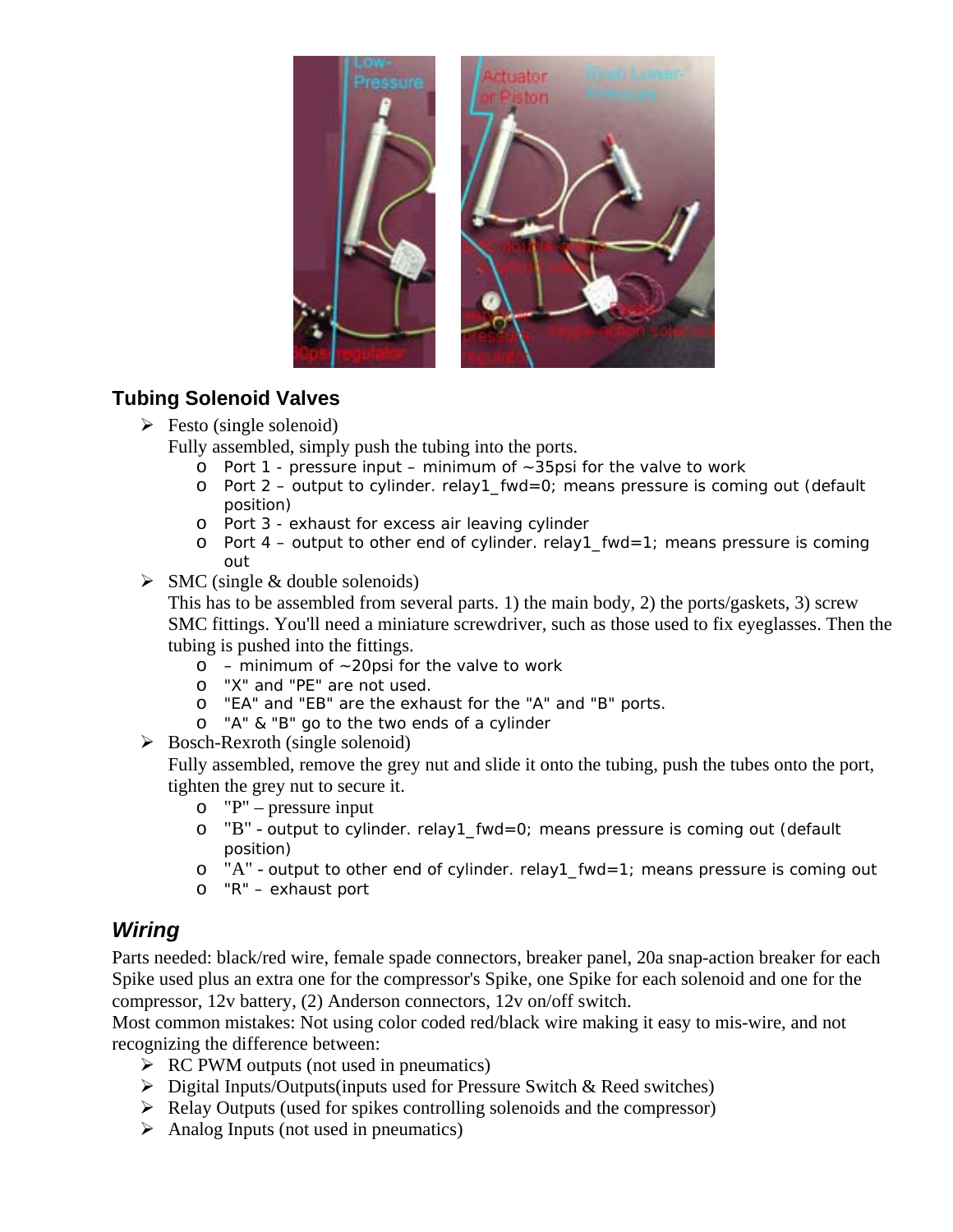### Tubing Solenoid Valves

- Festo (single solenoid)
  Fully assembled, simply push the tubing into the ports.
  - Port 1 - pressure input – minimum of ~35psi for the valve to work
  - Port 2 – output to cylinder. relay1_fwd=0; means pressure is coming out (default position)
  - Port 3 - exhaust for excess air leaving cylinder
  - Port 4 – output to other end of cylinder. relay1_fwd=1; means pressure is coming out
- SMC (single & double solenoids)
  This has to be assembled from several parts. 1) the main body, 2) the ports/gaskets, 3) screw SMC fittings. You'll need a miniature screwdriver, such as those used to fix eyeglasses. Then the tubing is pushed into the fittings.
  - – minimum of ~20psi for the valve to work
  - "X" and "PE" are not used.
  - "EA" and "EB" are the exhaust for the "A" and "B" ports.
  - "A" & "B" go to the two ends of a cylinder
- Bosch-Rexroth (single solenoid)
  Fully assembled, remove the grey nut and slide it onto the tubing, push the tubes onto the port, tighten the grey nut to secure it.
  - "P" – pressure input
  - "B" - output to cylinder. relay1_fwd=0; means pressure is coming out (default position)
  - "A" - output to other end of cylinder. relay1_fwd=1; means pressure is coming out
  - "R" – exhaust port

### *Wiring*

Parts needed: black/red wire, female spade connectors, breaker panel, 20a snap-action breaker for each Spike used plus an extra one for the compressor's Spike, one Spike for each solenoid and one for the compressor, 12v battery, (2) Anderson connectors, 12v on/off switch.
Most common mistakes: Not using color coded red/black wire making it easy to mis-wire, and not recognizing the difference between:

- RC PWM outputs (not used in pneumatics)
- Digital Inputs/Outputs(inputs used for Pressure Switch & Reed switches)
- Relay Outputs (used for spikes controlling solenoids and the compressor)
- Analog Inputs (not used in pneumatics)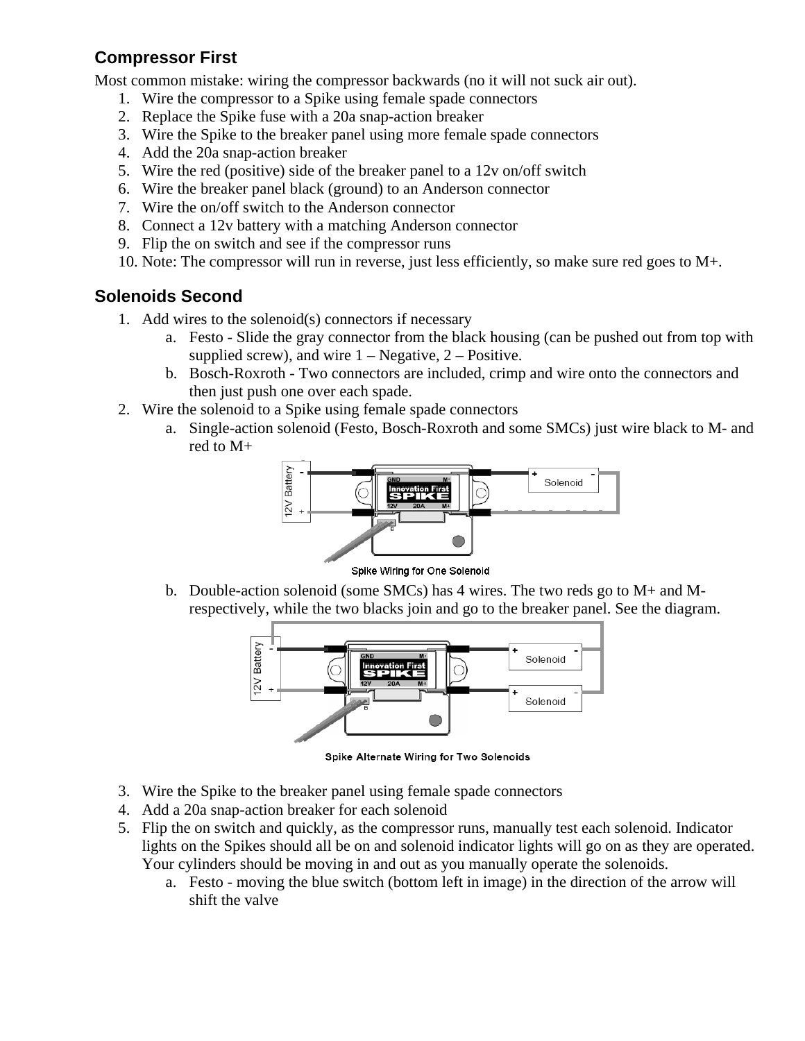## Compressor First

Most common mistake: wiring the compressor backwards (no it will not suck air out).

1. Wire the compressor to a Spike using female spade connectors
2. Replace the Spike fuse with a 20a snap-action breaker
3. Wire the Spike to the breaker panel using more female spade connectors
4. Add the 20a snap-action breaker
5. Wire the red (positive) side of the breaker panel to a 12v on/off switch
6. Wire the breaker panel black (ground) to an Anderson connector
7. Wire the on/off switch to the Anderson connector
8. Connect a 12v battery with a matching Anderson connector
9. Flip the on switch and see if the compressor runs
10. Note: The compressor will run in reverse, just less efficiently, so make sure red goes to M+.

## Solenoids Second

1. Add wires to the solenoid(s) connectors if necessary
   a. Festo - Slide the gray connector from the black housing (can be pushed out from top with supplied screw), and wire 1 – Negative, 2 – Positive.
   b. Bosch-Roxroth - Two connectors are included, crimp and wire onto the connectors and then just push one over each spade.
2. Wire the solenoid to a Spike using female spade connectors
   a. Single-action solenoid (Festo, Bosch-Roxroth and some SMCs) just wire black to M- and red to M+

   Spike Wiring for One Solenoid

   b. Double-action solenoid (some SMCs) has 4 wires. The two reds go to M+ and M- respectively, while the two blacks join and go to the breaker panel. See the diagram.

   Spike Alternate Wiring for Two Solenoids

3. Wire the Spike to the breaker panel using female spade connectors
4. Add a 20a snap-action breaker for each solenoid
5. Flip the on switch and quickly, as the compressor runs, manually test each solenoid. Indicator lights on the Spikes should all be on and solenoid indicator lights will go on as they are operated. Your cylinders should be moving in and out as you manually operate the solenoids.
   a. Festo - moving the blue switch (bottom left in image) in the direction of the arrow will shift the valve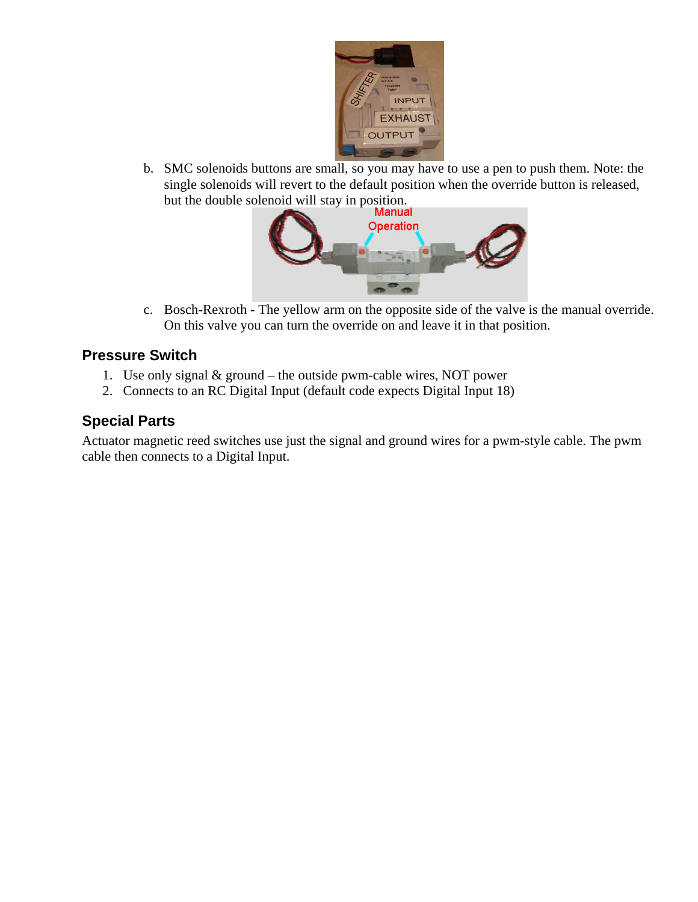b. SMC solenoids buttons are small, so you may have to use a pen to push them. Note: the single solenoids will revert to the default position when the override button is released, but the double solenoid will stay in position.

c. Bosch-Rexroth - The yellow arm on the opposite side of the valve is the manual override. On this valve you can turn the override on and leave it in that position.

## Pressure Switch

1. Use only signal & ground – the outside pwm-cable wires, NOT power
2. Connects to an RC Digital Input (default code expects Digital Input 18)

## Special Parts

Actuator magnetic reed switches use just the signal and ground wires for a pwm-style cable. The pwm cable then connects to a Digital Input.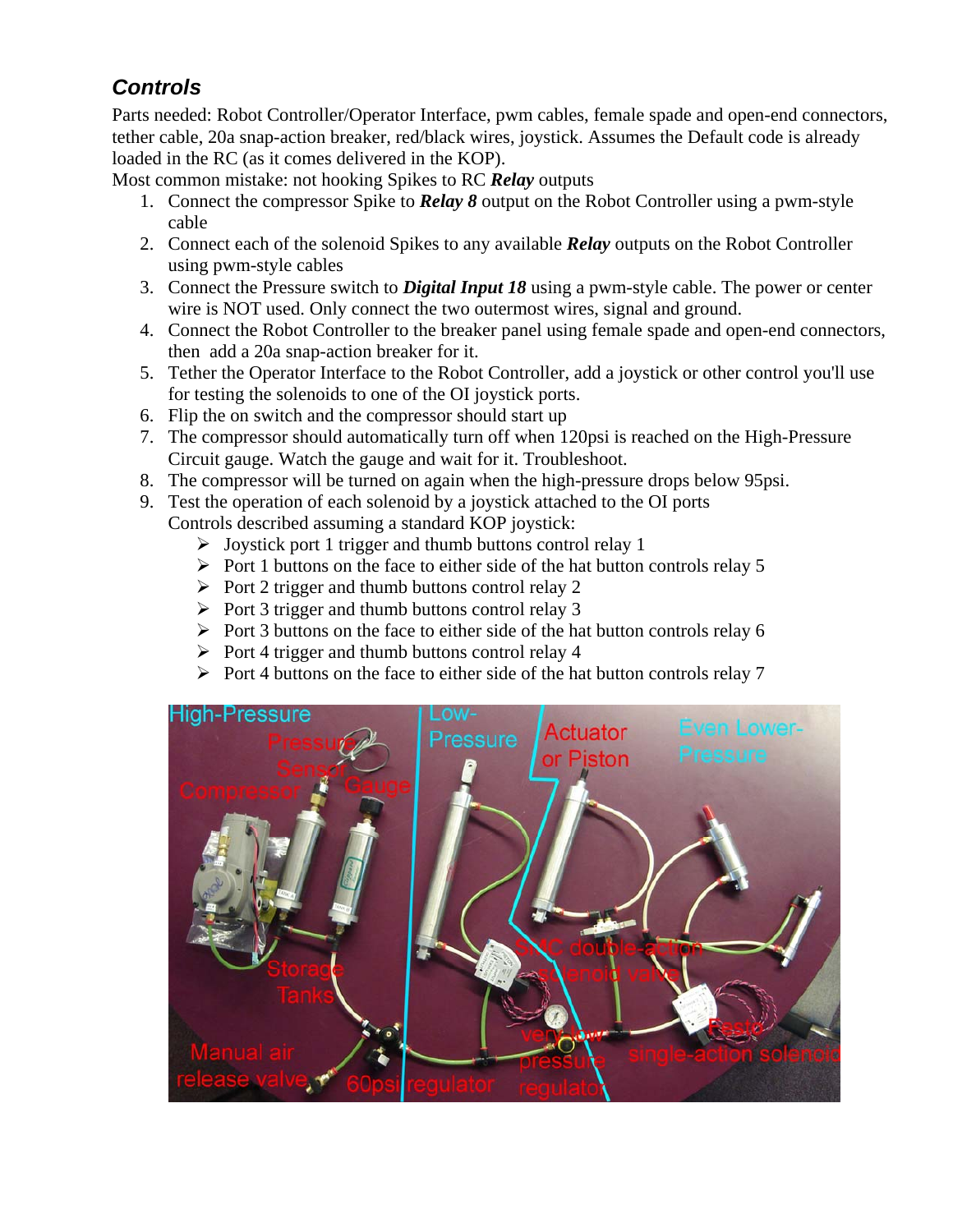## *Controls*

Parts needed: Robot Controller/Operator Interface, pwm cables, female spade and open-end connectors, tether cable, 20a snap-action breaker, red/black wires, joystick. Assumes the Default code is already loaded in the RC (as it comes delivered in the KOP).

Most common mistake: not hooking Spikes to RC ***Relay*** outputs

1. Connect the compressor Spike to ***Relay 8*** output on the Robot Controller using a pwm-style cable
2. Connect each of the solenoid Spikes to any available ***Relay*** outputs on the Robot Controller using pwm-style cables
3. Connect the Pressure switch to ***Digital Input 18*** using a pwm-style cable. The power or center wire is NOT used. Only connect the two outermost wires, signal and ground.
4. Connect the Robot Controller to the breaker panel using female spade and open-end connectors, then add a 20a snap-action breaker for it.
5. Tether the Operator Interface to the Robot Controller, add a joystick or other control you'll use for testing the solenoids to one of the OI joystick ports.
6. Flip the on switch and the compressor should start up
7. The compressor should automatically turn off when 120psi is reached on the High-Pressure Circuit gauge. Watch the gauge and wait for it. Troubleshoot.
8. The compressor will be turned on again when the high-pressure drops below 95psi.
9. Test the operation of each solenoid by a joystick attached to the OI ports
   Controls described assuming a standard KOP joystick:
   - Joystick port 1 trigger and thumb buttons control relay 1
   - Port 1 buttons on the face to either side of the hat button controls relay 5
   - Port 2 trigger and thumb buttons control relay 2
   - Port 3 trigger and thumb buttons control relay 3
   - Port 3 buttons on the face to either side of the hat button controls relay 6
   - Port 4 trigger and thumb buttons control relay 4
   - Port 4 buttons on the face to either side of the hat button controls relay 7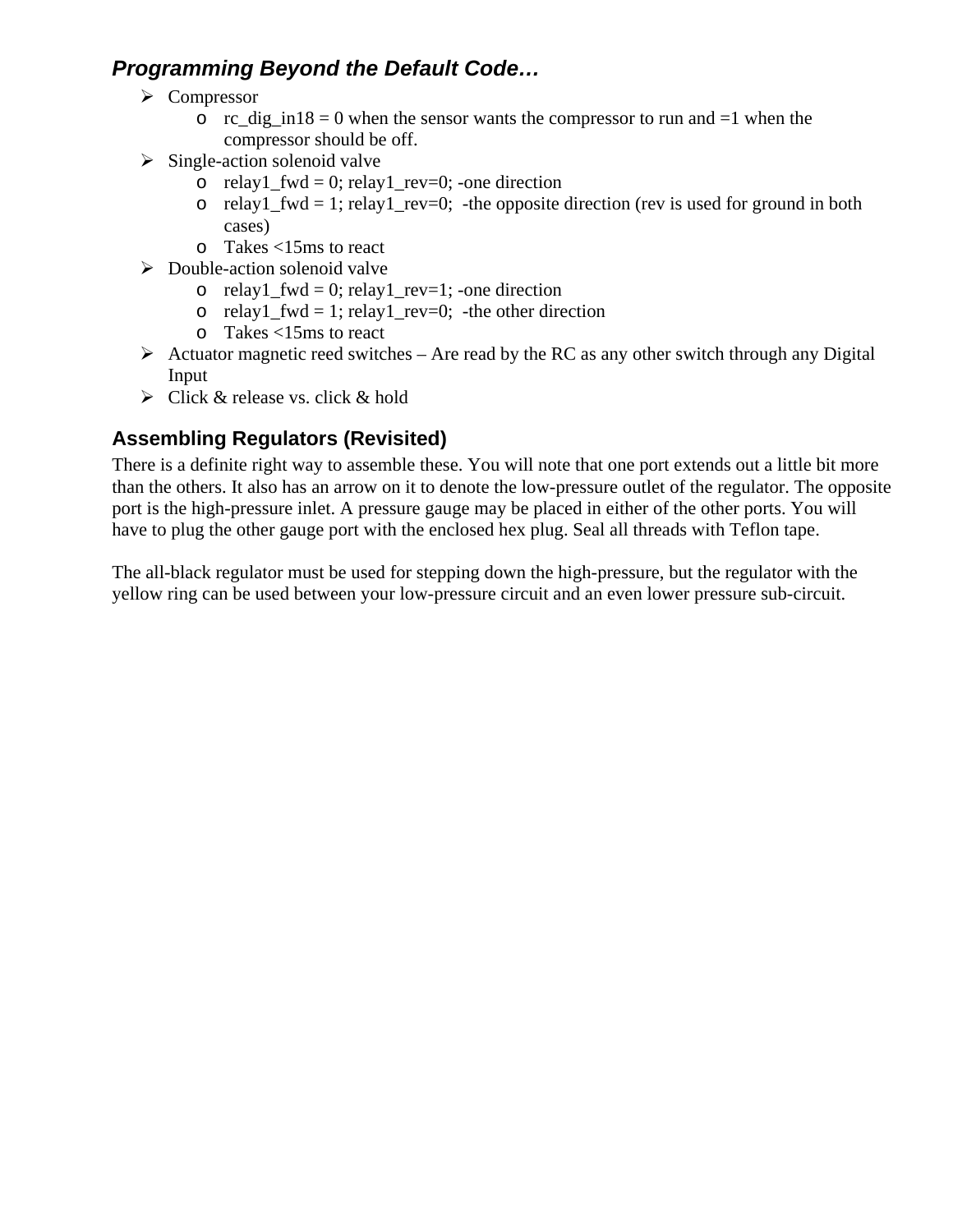### *Programming Beyond the Default Code…*

- Compressor
  - rc_dig_in18 = 0 when the sensor wants the compressor to run and =1 when the compressor should be off.
- Single-action solenoid valve
  - relay1_fwd = 0; relay1_rev=0; -one direction
  - relay1_fwd = 1; relay1_rev=0;  -the opposite direction (rev is used for ground in both cases)
  - Takes <15ms to react
- Double-action solenoid valve
  - relay1_fwd = 0; relay1_rev=1; -one direction
  - relay1_fwd = 1; relay1_rev=0;  -the other direction
  - Takes <15ms to react
- Actuator magnetic reed switches – Are read by the RC as any other switch through any Digital Input
- Click & release vs. click & hold

### Assembling Regulators (Revisited)

There is a definite right way to assemble these. You will note that one port extends out a little bit more than the others. It also has an arrow on it to denote the low-pressure outlet of the regulator. The opposite port is the high-pressure inlet. A pressure gauge may be placed in either of the other ports. You will have to plug the other gauge port with the enclosed hex plug. Seal all threads with Teflon tape.

The all-black regulator must be used for stepping down the high-pressure, but the regulator with the yellow ring can be used between your low-pressure circuit and an even lower pressure sub-circuit.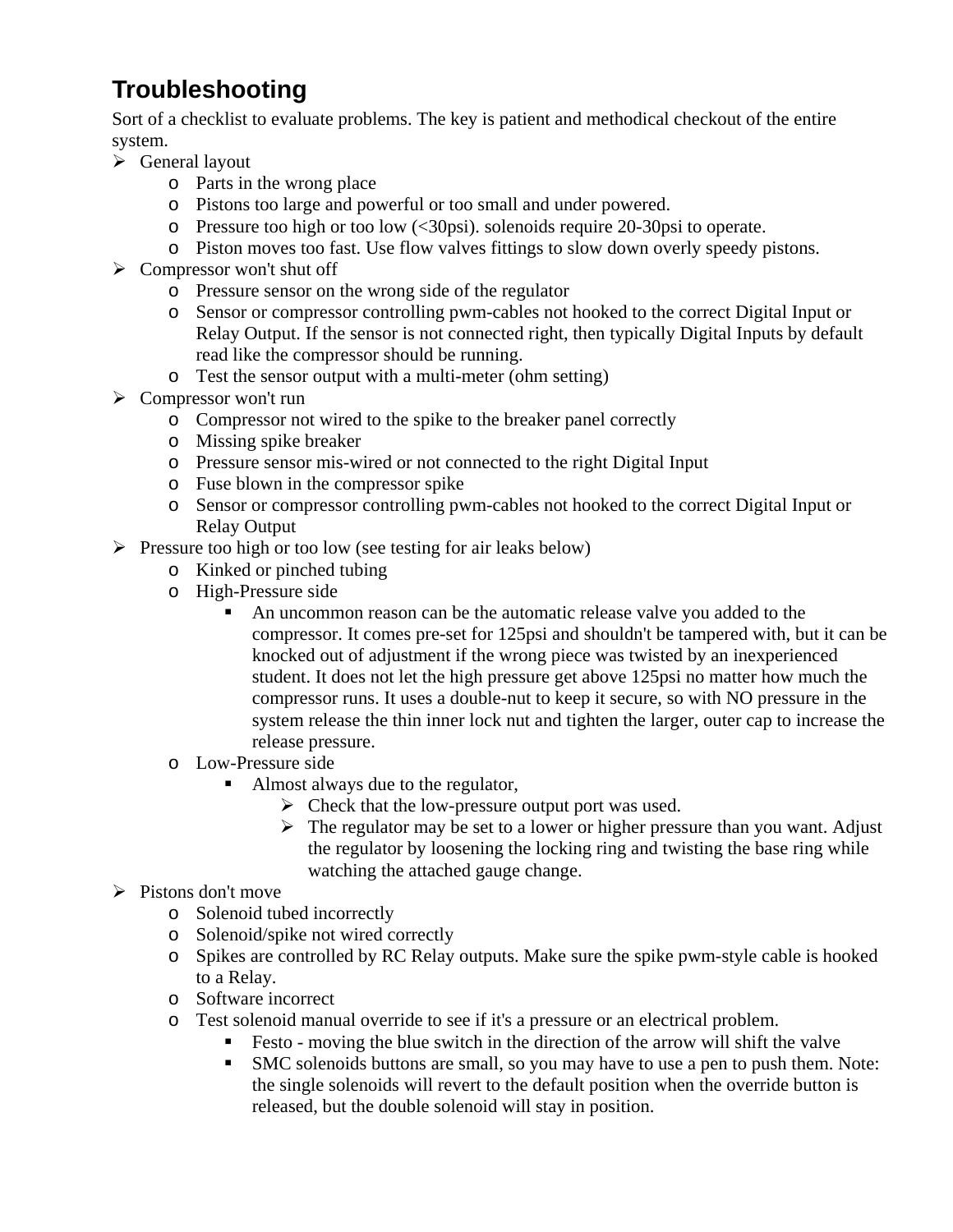## Troubleshooting

Sort of a checklist to evaluate problems. The key is patient and methodical checkout of the entire system.

- General layout
  - Parts in the wrong place
  - Pistons too large and powerful or too small and under powered.
  - Pressure too high or too low (<30psi). solenoids require 20-30psi to operate.
  - Piston moves too fast. Use flow valves fittings to slow down overly speedy pistons.
- Compressor won't shut off
  - Pressure sensor on the wrong side of the regulator
  - Sensor or compressor controlling pwm-cables not hooked to the correct Digital Input or Relay Output. If the sensor is not connected right, then typically Digital Inputs by default read like the compressor should be running.
  - Test the sensor output with a multi-meter (ohm setting)
- Compressor won't run
  - Compressor not wired to the spike to the breaker panel correctly
  - Missing spike breaker
  - Pressure sensor mis-wired or not connected to the right Digital Input
  - Fuse blown in the compressor spike
  - Sensor or compressor controlling pwm-cables not hooked to the correct Digital Input or Relay Output
- Pressure too high or too low (see testing for air leaks below)
  - Kinked or pinched tubing
  - High-Pressure side
    - An uncommon reason can be the automatic release valve you added to the compressor. It comes pre-set for 125psi and shouldn't be tampered with, but it can be knocked out of adjustment if the wrong piece was twisted by an inexperienced student. It does not let the high pressure get above 125psi no matter how much the compressor runs. It uses a double-nut to keep it secure, so with NO pressure in the system release the thin inner lock nut and tighten the larger, outer cap to increase the release pressure.
  - Low-Pressure side
    - Almost always due to the regulator,
      - Check that the low-pressure output port was used.
      - The regulator may be set to a lower or higher pressure than you want. Adjust the regulator by loosening the locking ring and twisting the base ring while watching the attached gauge change.
- Pistons don't move
  - Solenoid tubed incorrectly
  - Solenoid/spike not wired correctly
  - Spikes are controlled by RC Relay outputs. Make sure the spike pwm-style cable is hooked to a Relay.
  - Software incorrect
  - Test solenoid manual override to see if it's a pressure or an electrical problem.
    - Festo - moving the blue switch in the direction of the arrow will shift the valve
    - SMC solenoids buttons are small, so you may have to use a pen to push them. Note: the single solenoids will revert to the default position when the override button is released, but the double solenoid will stay in position.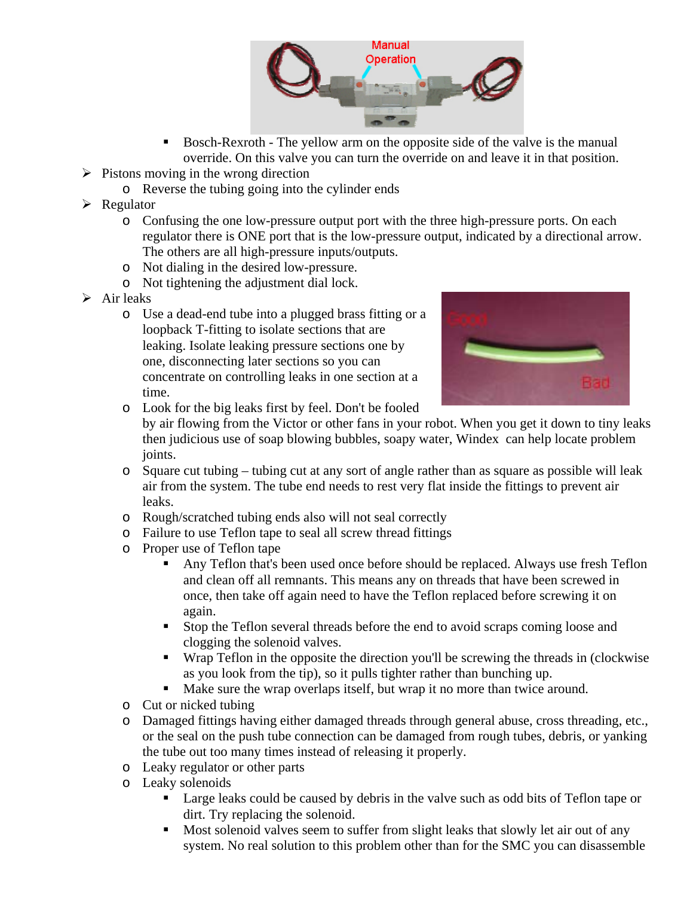- Bosch-Rexroth - The yellow arm on the opposite side of the valve is the manual override. On this valve you can turn the override on and leave it in that position.

- Pistons moving in the wrong direction
  - Reverse the tubing going into the cylinder ends
- Regulator
  - Confusing the one low-pressure output port with the three high-pressure ports. On each regulator there is ONE port that is the low-pressure output, indicated by a directional arrow. The others are all high-pressure inputs/outputs.
  - Not dialing in the desired low-pressure.
  - Not tightening the adjustment dial lock.
- Air leaks
  - Use a dead-end tube into a plugged brass fitting or a loopback T-fitting to isolate sections that are leaking. Isolate leaking pressure sections one by one, disconnecting later sections so you can concentrate on controlling leaks in one section at a time.
  - Look for the big leaks first by feel. Don't be fooled by air flowing from the Victor or other fans in your robot. When you get it down to tiny leaks then judicious use of soap blowing bubbles, soapy water, Windex can help locate problem joints.
  - Square cut tubing – tubing cut at any sort of angle rather than as square as possible will leak air from the system. The tube end needs to rest very flat inside the fittings to prevent air leaks.
  - Rough/scratched tubing ends also will not seal correctly
  - Failure to use Teflon tape to seal all screw thread fittings
  - Proper use of Teflon tape
    - Any Teflon that's been used once before should be replaced. Always use fresh Teflon and clean off all remnants. This means any on threads that have been screwed in once, then take off again need to have the Teflon replaced before screwing it on again.
    - Stop the Teflon several threads before the end to avoid scraps coming loose and clogging the solenoid valves.
    - Wrap Teflon in the opposite the direction you'll be screwing the threads in (clockwise as you look from the tip), so it pulls tighter rather than bunching up.
    - Make sure the wrap overlaps itself, but wrap it no more than twice around.
  - Cut or nicked tubing
  - Damaged fittings having either damaged threads through general abuse, cross threading, etc., or the seal on the push tube connection can be damaged from rough tubes, debris, or yanking the tube out too many times instead of releasing it properly.
  - Leaky regulator or other parts
  - Leaky solenoids
    - Large leaks could be caused by debris in the valve such as odd bits of Teflon tape or dirt. Try replacing the solenoid.
    - Most solenoid valves seem to suffer from slight leaks that slowly let air out of any system. No real solution to this problem other than for the SMC you can disassemble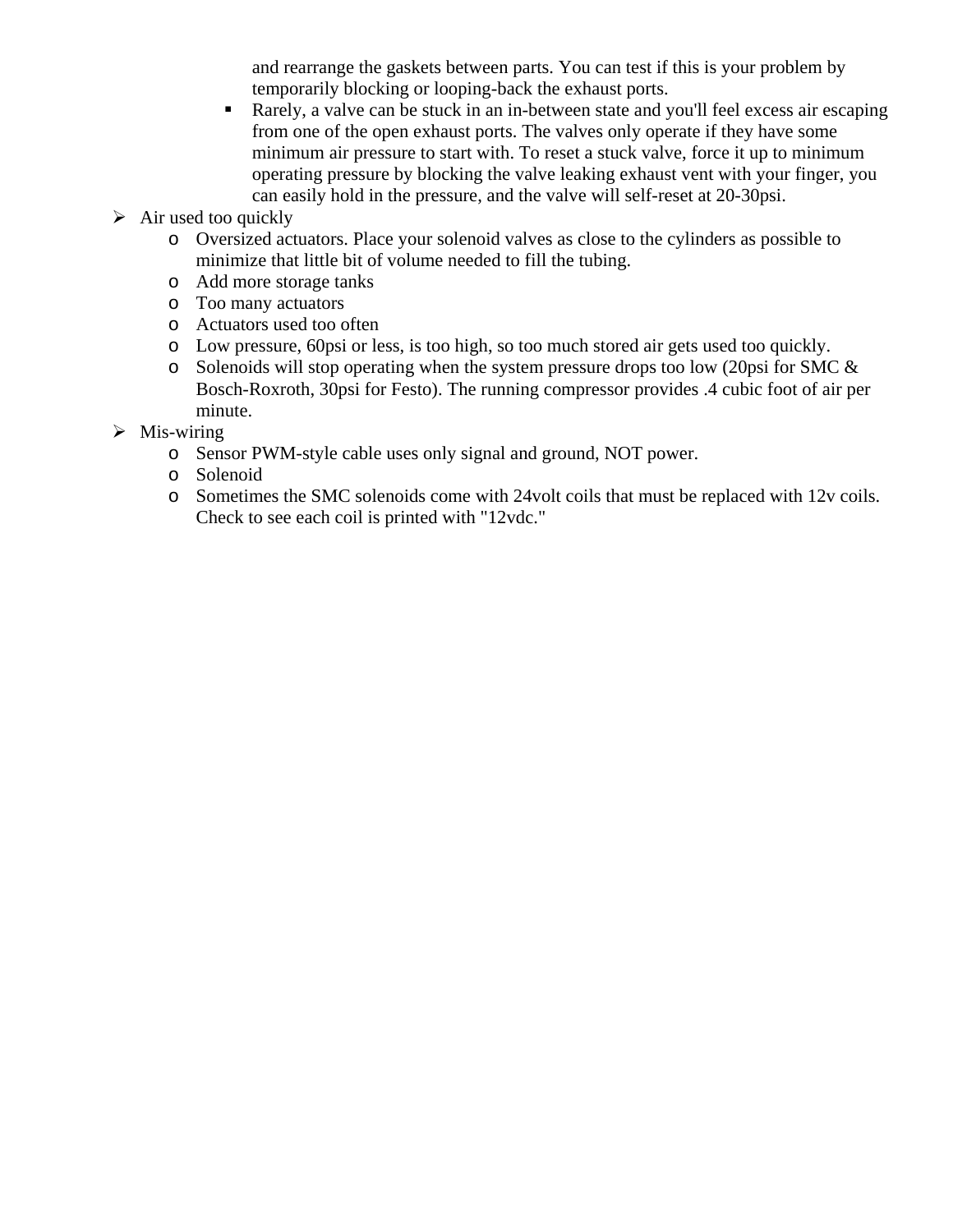and rearrange the gaskets between parts. You can test if this is your problem by temporarily blocking or looping-back the exhaust ports.

    - Rarely, a valve can be stuck in an in-between state and you'll feel excess air escaping from one of the open exhaust ports. The valves only operate if they have some minimum air pressure to start with. To reset a stuck valve, force it up to minimum operating pressure by blocking the valve leaking exhaust vent with your finger, you can easily hold in the pressure, and the valve will self-reset at 20-30psi.

- Air used too quickly
  - Oversized actuators. Place your solenoid valves as close to the cylinders as possible to minimize that little bit of volume needed to fill the tubing.
  - Add more storage tanks
  - Too many actuators
  - Actuators used too often
  - Low pressure, 60psi or less, is too high, so too much stored air gets used too quickly.
  - Solenoids will stop operating when the system pressure drops too low (20psi for SMC & Bosch-Roxroth, 30psi for Festo). The running compressor provides .4 cubic foot of air per minute.
- Mis-wiring
  - Sensor PWM-style cable uses only signal and ground, NOT power.
  - Solenoid
  - Sometimes the SMC solenoids come with 24volt coils that must be replaced with 12v coils. Check to see each coil is printed with "12vdc."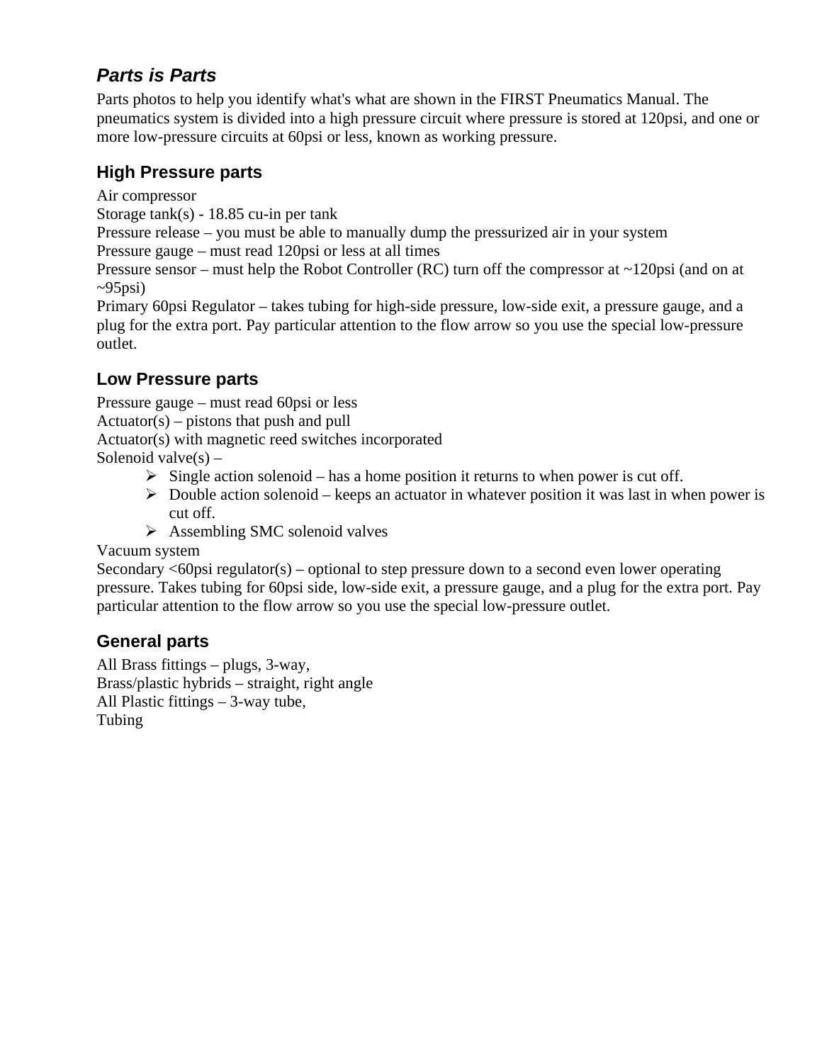## *Parts is Parts*

Parts photos to help you identify what's what are shown in the FIRST Pneumatics Manual. The pneumatics system is divided into a high pressure circuit where pressure is stored at 120psi, and one or more low-pressure circuits at 60psi or less, known as working pressure.

### High Pressure parts

Air compressor
Storage tank(s) - 18.85 cu-in per tank
Pressure release – you must be able to manually dump the pressurized air in your system
Pressure gauge – must read 120psi or less at all times
Pressure sensor – must help the Robot Controller (RC) turn off the compressor at ~120psi (and on at ~95psi)
Primary 60psi Regulator – takes tubing for high-side pressure, low-side exit, a pressure gauge, and a plug for the extra port. Pay particular attention to the flow arrow so you use the special low-pressure outlet.

### Low Pressure parts

Pressure gauge – must read 60psi or less
Actuator(s) – pistons that push and pull
Actuator(s) with magnetic reed switches incorporated
Solenoid valve(s) –

- Single action solenoid – has a home position it returns to when power is cut off.
- Double action solenoid – keeps an actuator in whatever position it was last in when power is cut off.
- Assembling SMC solenoid valves

Vacuum system
Secondary <60psi regulator(s) – optional to step pressure down to a second even lower operating pressure. Takes tubing for 60psi side, low-side exit, a pressure gauge, and a plug for the extra port. Pay particular attention to the flow arrow so you use the special low-pressure outlet.

### General parts

All Brass fittings – plugs, 3-way,
Brass/plastic hybrids – straight, right angle
All Plastic fittings – 3-way tube,
Tubing